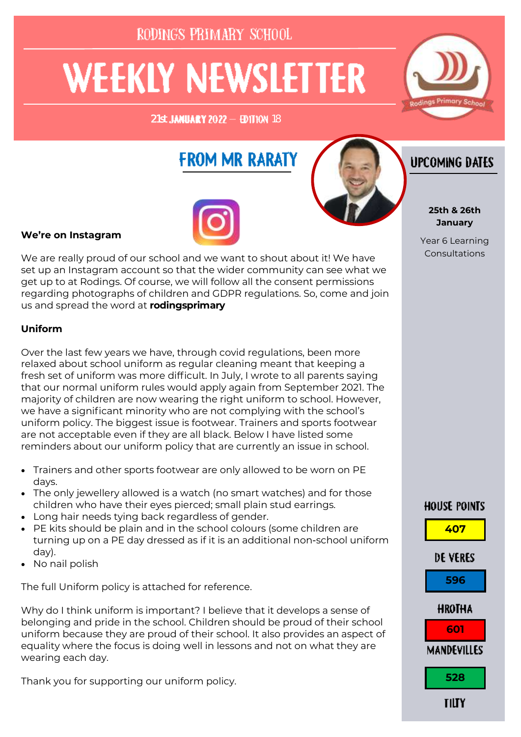RODINGS PRIMARY SCHOOL

# WEEKLY NEWSLETTER

21st JANUARY 2022 – EDITION 18

## FROM MR RARATY

**We're on Instagram**

We are really proud of our school and we want to shout about it! We have set up an Instagram account so that the wider community can see what we get up to at Rodings. Of course, we will follow all the consent permissions regarding photographs of children and GDPR regulations. So, come and join us and spread the word at **rodingsprimary**

**Uniform**

Over the last few years we have, through covid regulations, been more relaxed about school uniform as regular cleaning meant that keeping a fresh set of uniform was more difficult. In July, I wrote to all parents saying that our normal uniform rules would apply again from September 2021. The majority of children are now wearing the right uniform to school. However, we have a significant minority who are not complying with the school's uniform policy. The biggest issue is footwear. Trainers and sports footwear are not acceptable even if they are all black. Below I have listed some reminders about our uniform policy that are currently an issue in school.

- Trainers and other sports footwear are only allowed to be worn on PE days.
- The only jewellery allowed is a watch (no smart watches) and for those children who have their eyes pierced; small plain stud earrings.
- Long hair needs tying back regardless of gender.
- PE kits should be plain and in the school colours (some children are turning up on a PE day dressed as if it is an additional non-school uniform day).
- No nail polish

The full Uniform policy is attached for reference.

Why do I think uniform is important? I believe that it develops a sense of belonging and pride in the school. Children should be proud of their school uniform because they are proud of their school. It also provides an aspect of equality where the focus is doing well in lessons and not on what they are wearing each day.

Thank you for supporting our uniform policy.

## UPCOMING DATES

**25th & 26th January**

Year 6 Learning Consultations

## HOUSE POINTS

| House | Points |
| --- | --- |
| DE VERES | 407 |
| HROTHA | 596 |
| MANDEVILLES | 601 |
| TILTY | 528 |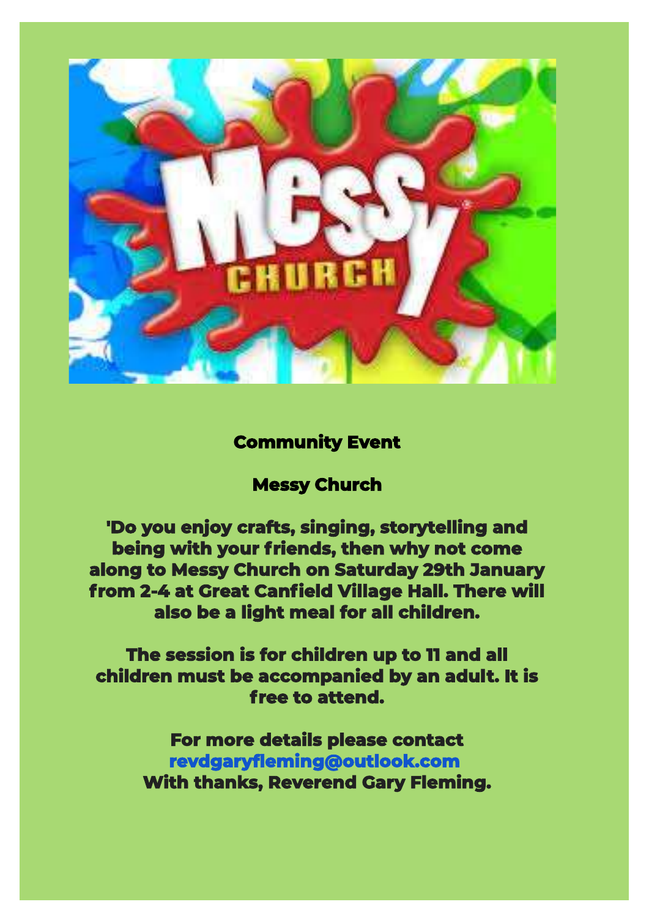**Community Event**

**Messy Church**

**'Do you enjoy crafts, singing, storytelling and being with your friends, then why not come along to Messy Church on Saturday 29th January from 2-4 at Great Canfield Village Hall. There will also be a light meal for all children.**

**The session is for children up to 11 and all children must be accompanied by an adult. It is free to attend.**

**For more details please contact revdgaryfleming@outlook.com With thanks, Reverend Gary Fleming.**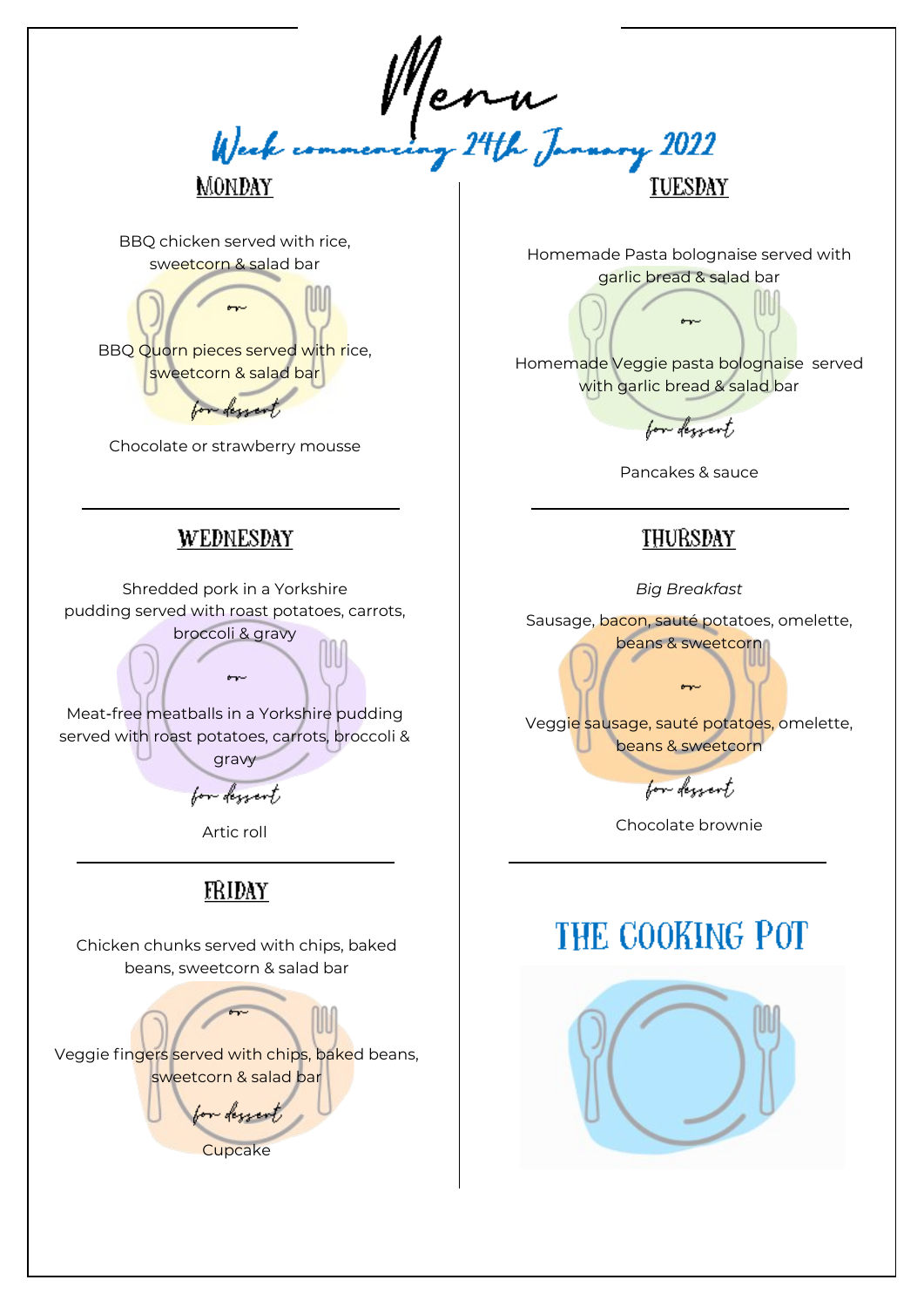# Menu

*Week commencing 24th January 2022*

## MONDAY

BBQ chicken served with rice, sweetcorn & salad bar

*or*

BBQ Quorn pieces served with rice, sweetcorn & salad bar

*for dessert*

Chocolate or strawberry mousse

## TUESDAY

Homemade Pasta bolognaise served with garlic bread & salad bar

*or*

Homemade Veggie pasta bolognaise served with garlic bread & salad bar

*for dessert*

Pancakes & sauce

## WEDNESDAY

Shredded pork in a Yorkshire pudding served with roast potatoes, carrots, broccoli & gravy

*or*

Meat-free meatballs in a Yorkshire pudding served with roast potatoes, carrots, broccoli & gravy

*for dessert*

Artic roll

## THURSDAY

*Big Breakfast*

Sausage, bacon, sauté potatoes, omelette, beans & sweetcorn

*or*

Veggie sausage, sauté potatoes, omelette, beans & sweetcorn

*for dessert*

Chocolate brownie

## FRIDAY

Chicken chunks served with chips, baked beans, sweetcorn & salad bar

*or*

Veggie fingers served with chips, baked beans, sweetcorn & salad bar

*for dessert*

Cupcake

## THE COOKING POT